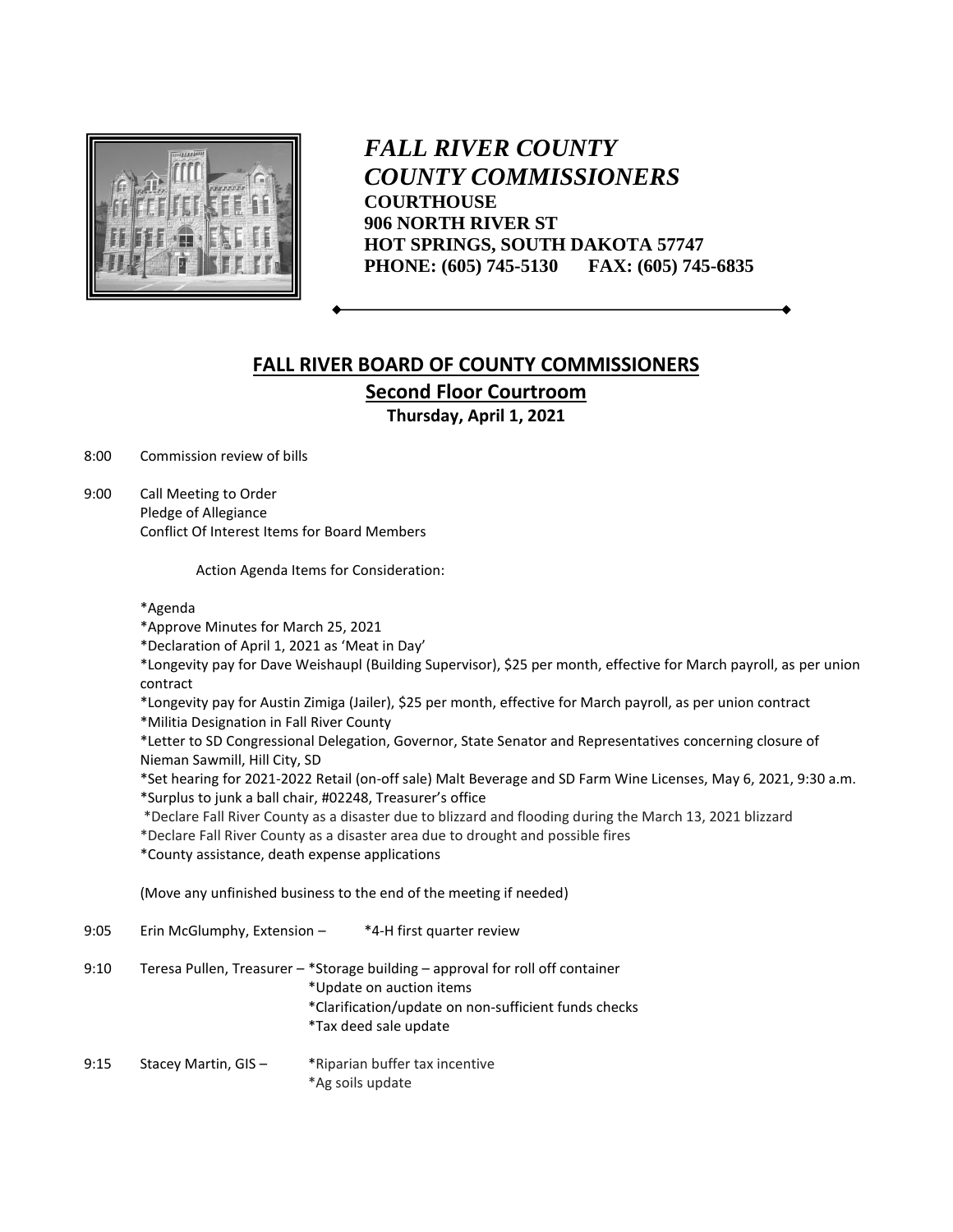***FALL RIVER COUNTY***
***COUNTY COMMISSIONERS***
**COURTHOUSE**
**906 NORTH RIVER ST**
**HOT SPRINGS, SOUTH DAKOTA 57747**
**PHONE: (605) 745-5130 FAX: (605) 745-6835**

## FALL RIVER BOARD OF COUNTY COMMISSIONERS

### Second Floor Courtroom

**Thursday, April 1, 2021**

8:00 Commission review of bills

9:00 Call Meeting to Order
Pledge of Allegiance
Conflict Of Interest Items for Board Members

Action Agenda Items for Consideration:

*Agenda
*Approve Minutes for March 25, 2021
*Declaration of April 1, 2021 as 'Meat in Day'
*Longevity pay for Dave Weishaupl (Building Supervisor), $25 per month, effective for March payroll, as per union contract
*Longevity pay for Austin Zimiga (Jailer), $25 per month, effective for March payroll, as per union contract
*Militia Designation in Fall River County
*Letter to SD Congressional Delegation, Governor, State Senator and Representatives concerning closure of Nieman Sawmill, Hill City, SD
*Set hearing for 2021-2022 Retail (on-off sale) Malt Beverage and SD Farm Wine Licenses, May 6, 2021, 9:30 a.m.
*Surplus to junk a ball chair, #02248, Treasurer's office
*Declare Fall River County as a disaster due to blizzard and flooding during the March 13, 2021 blizzard
*Declare Fall River County as a disaster area due to drought and possible fires
*County assistance, death expense applications

(Move any unfinished business to the end of the meeting if needed)

9:05 Erin McGlumphy, Extension – *4-H first quarter review

9:10 Teresa Pullen, Treasurer – *Storage building – approval for roll off container
*Update on auction items
*Clarification/update on non-sufficient funds checks
*Tax deed sale update

9:15 Stacey Martin, GIS – *Riparian buffer tax incentive
*Ag soils update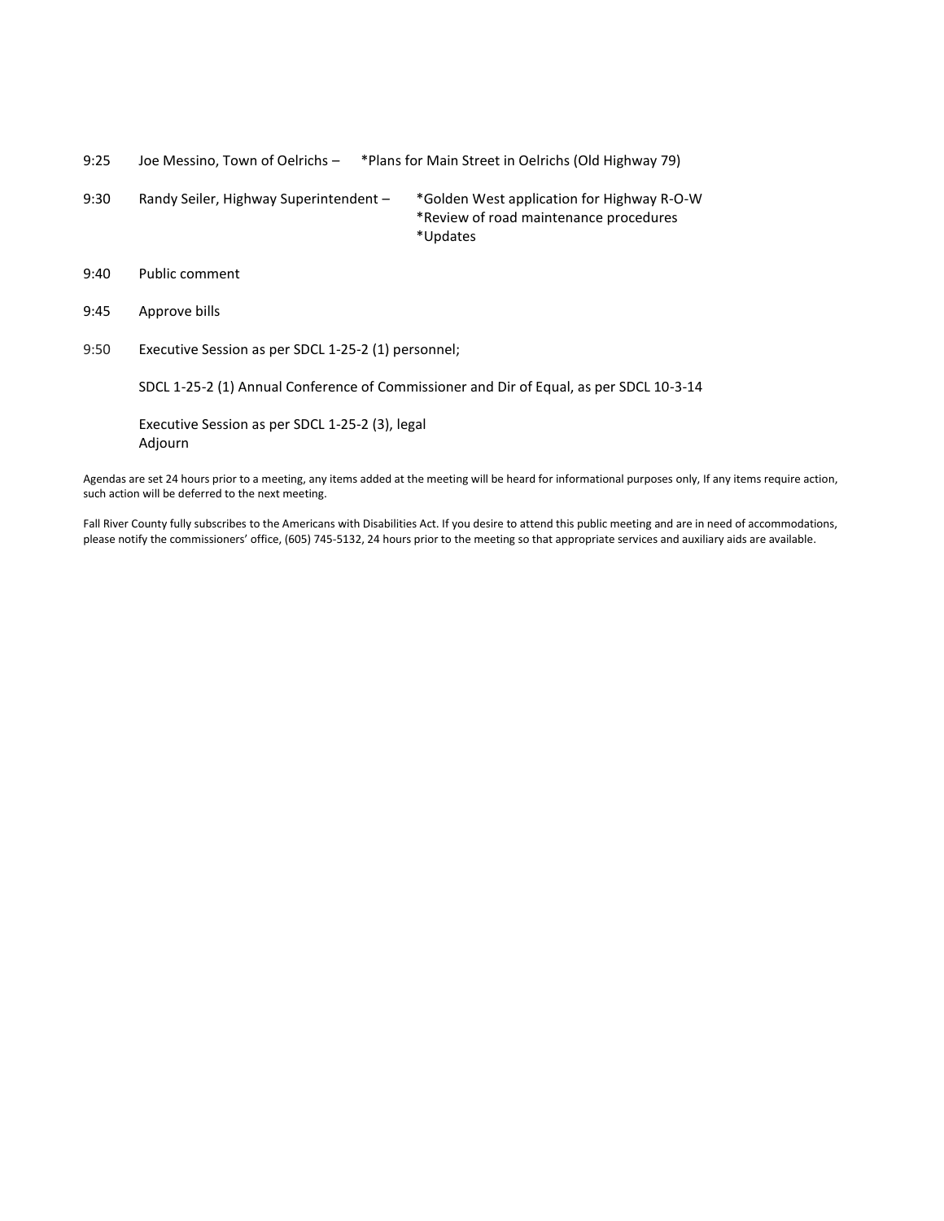9:25 Joe Messino, Town of Oelrichs – *Plans for Main Street in Oelrichs (Old Highway 79)

9:30 Randy Seiler, Highway Superintendent – *Golden West application for Highway R-O-W
*Review of road maintenance procedures
*Updates

9:40 Public comment

9:45 Approve bills

9:50 Executive Session as per SDCL 1-25-2 (1) personnel;

SDCL 1-25-2 (1) Annual Conference of Commissioner and Dir of Equal, as per SDCL 10-3-14

Executive Session as per SDCL 1-25-2 (3), legal
Adjourn

Agendas are set 24 hours prior to a meeting, any items added at the meeting will be heard for informational purposes only, If any items require action, such action will be deferred to the next meeting.

Fall River County fully subscribes to the Americans with Disabilities Act. If you desire to attend this public meeting and are in need of accommodations, please notify the commissioners' office, (605) 745-5132, 24 hours prior to the meeting so that appropriate services and auxiliary aids are available.